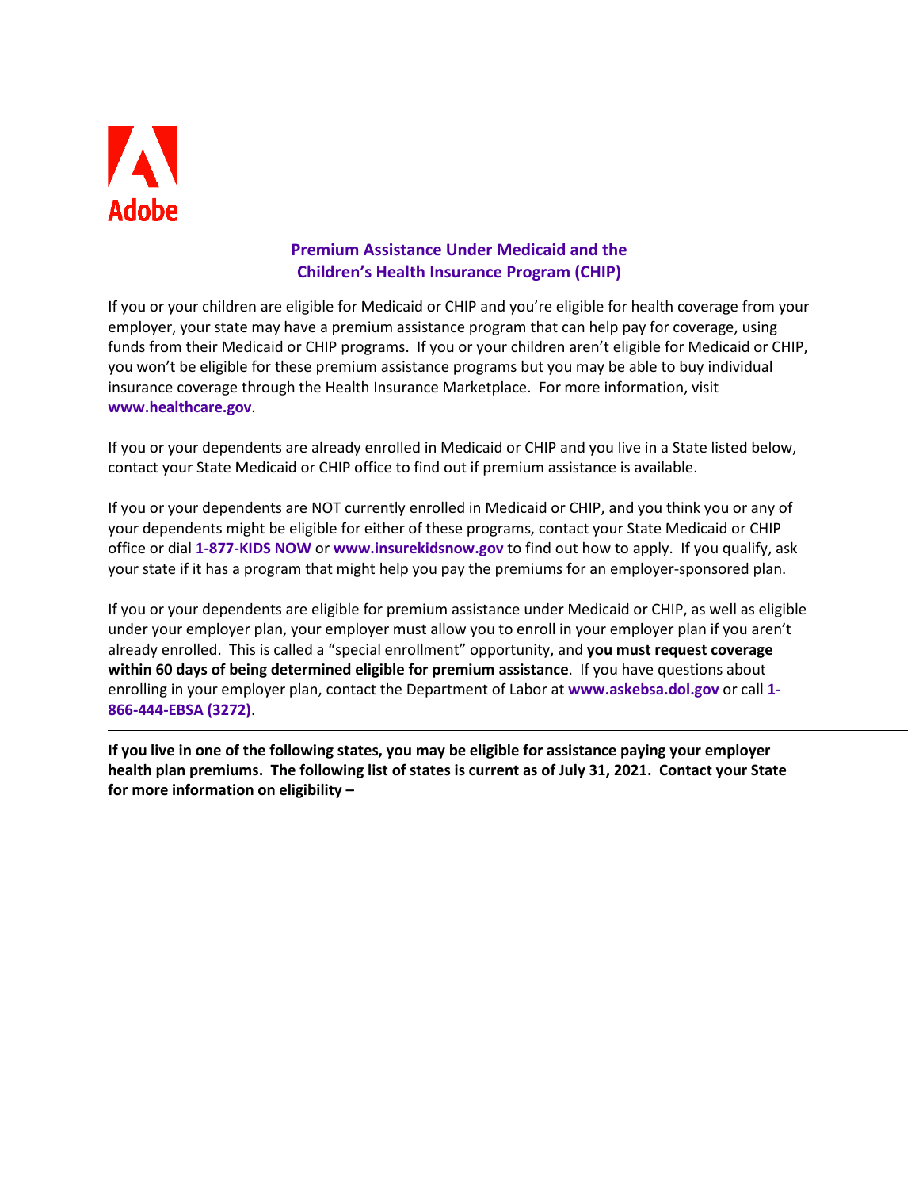Adobe

## Premium Assistance Under Medicaid and the Children's Health Insurance Program (CHIP)

If you or your children are eligible for Medicaid or CHIP and you're eligible for health coverage from your employer, your state may have a premium assistance program that can help pay for coverage, using funds from their Medicaid or CHIP programs. If you or your children aren't eligible for Medicaid or CHIP, you won't be eligible for these premium assistance programs but you may be able to buy individual insurance coverage through the Health Insurance Marketplace. For more information, visit **www.healthcare.gov**.

If you or your dependents are already enrolled in Medicaid or CHIP and you live in a State listed below, contact your State Medicaid or CHIP office to find out if premium assistance is available.

If you or your dependents are NOT currently enrolled in Medicaid or CHIP, and you think you or any of your dependents might be eligible for either of these programs, contact your State Medicaid or CHIP office or dial **1-877-KIDS NOW** or **www.insurekidsnow.gov** to find out how to apply. If you qualify, ask your state if it has a program that might help you pay the premiums for an employer-sponsored plan.

If you or your dependents are eligible for premium assistance under Medicaid or CHIP, as well as eligible under your employer plan, your employer must allow you to enroll in your employer plan if you aren't already enrolled. This is called a "special enrollment" opportunity, and **you must request coverage within 60 days of being determined eligible for premium assistance**. If you have questions about enrolling in your employer plan, contact the Department of Labor at **www.askebsa.dol.gov** or call **1-866-444-EBSA (3272)**.

---

**If you live in one of the following states, you may be eligible for assistance paying your employer health plan premiums. The following list of states is current as of July 31, 2021. Contact your State for more information on eligibility –**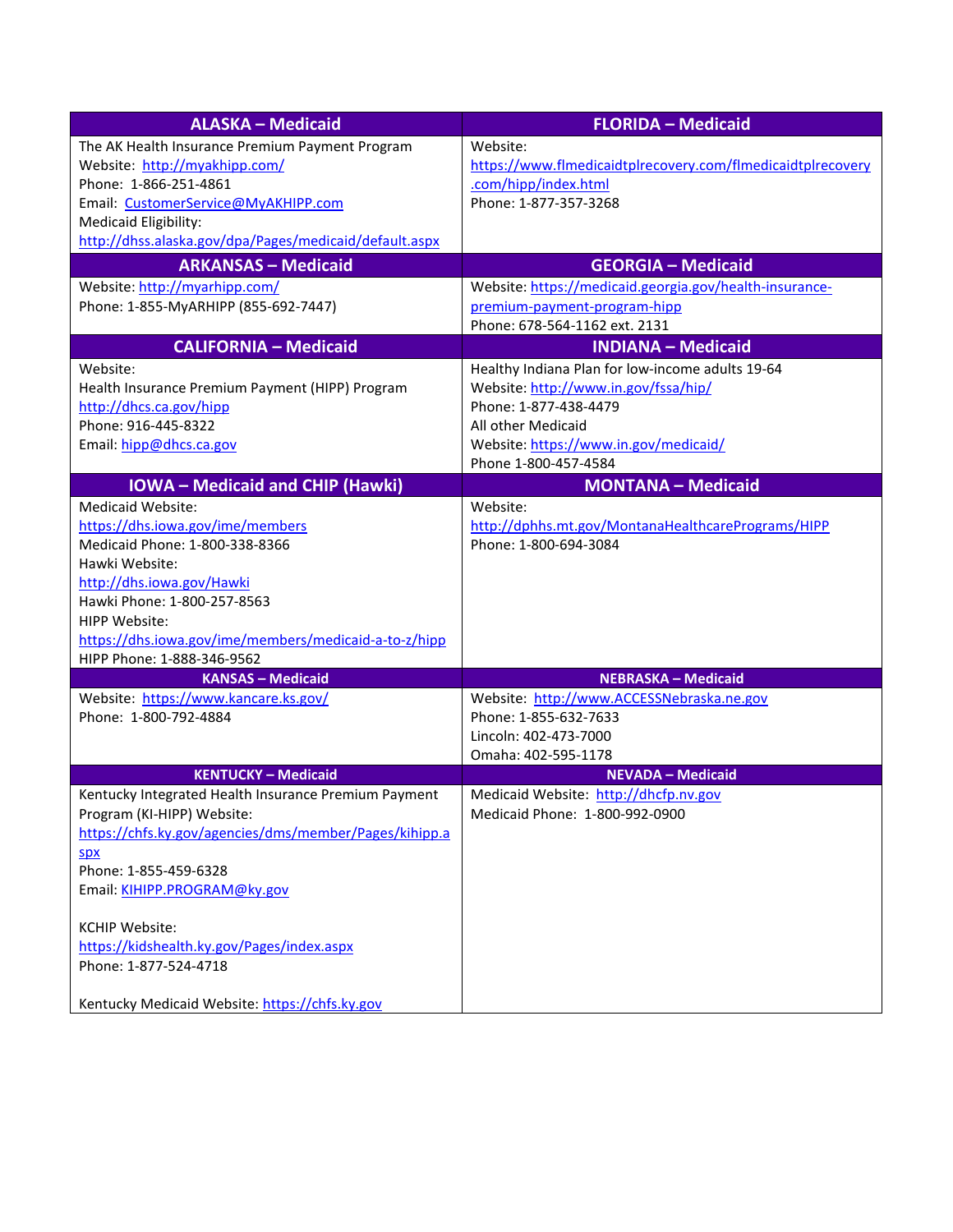| ALASKA – Medicaid | FLORIDA – Medicaid |
|---|---|
| The AK Health Insurance Premium Payment Program<br>Website: http://myakhipp.com/<br>Phone: 1-866-251-4861<br>Email: CustomerService@MyAKHIPP.com<br>Medicaid Eligibility:<br>http://dhss.alaska.gov/dpa/Pages/medicaid/default.aspx | Website:<br>https://www.flmedicaidtplrecovery.com/flmedicaidtplrecovery.com/hipp/index.html<br>Phone: 1-877-357-3268 |
| **ARKANSAS – Medicaid** | **GEORGIA – Medicaid** |
| Website: http://myarhipp.com/<br>Phone: 1-855-MyARHIPP (855-692-7447) | Website: https://medicaid.georgia.gov/health-insurance-premium-payment-program-hipp<br>Phone: 678-564-1162 ext. 2131 |
| **CALIFORNIA – Medicaid** | **INDIANA – Medicaid** |
| Website:<br>Health Insurance Premium Payment (HIPP) Program<br>http://dhcs.ca.gov/hipp<br>Phone: 916-445-8322<br>Email: hipp@dhcs.ca.gov | Healthy Indiana Plan for low-income adults 19-64<br>Website: http://www.in.gov/fssa/hip/<br>Phone: 1-877-438-4479<br>All other Medicaid<br>Website: https://www.in.gov/medicaid/<br>Phone 1-800-457-4584 |
| **IOWA – Medicaid and CHIP (Hawki)** | **MONTANA – Medicaid** |
| Medicaid Website:<br>https://dhs.iowa.gov/ime/members<br>Medicaid Phone: 1-800-338-8366<br>Hawki Website:<br>http://dhs.iowa.gov/Hawki<br>Hawki Phone: 1-800-257-8563<br>HIPP Website:<br>https://dhs.iowa.gov/ime/members/medicaid-a-to-z/hipp<br>HIPP Phone: 1-888-346-9562 | Website:<br>http://dphhs.mt.gov/MontanaHealthcarePrograms/HIPP<br>Phone: 1-800-694-3084 |
| **KANSAS – Medicaid** | **NEBRASKA – Medicaid** |
| Website: https://www.kancare.ks.gov/<br>Phone: 1-800-792-4884 | Website: http://www.ACCESSNebraska.ne.gov<br>Phone: 1-855-632-7633<br>Lincoln: 402-473-7000<br>Omaha: 402-595-1178 |
| **KENTUCKY – Medicaid** | **NEVADA – Medicaid** |
| Kentucky Integrated Health Insurance Premium Payment Program (KI-HIPP) Website:<br>https://chfs.ky.gov/agencies/dms/member/Pages/kihipp.aspx<br>Phone: 1-855-459-6328<br>Email: KIHIPP.PROGRAM@ky.gov<br><br>KCHIP Website:<br>https://kidshealth.ky.gov/Pages/index.aspx<br>Phone: 1-877-524-4718<br><br>Kentucky Medicaid Website: https://chfs.ky.gov | Medicaid Website: http://dhcfp.nv.gov<br>Medicaid Phone: 1-800-992-0900 |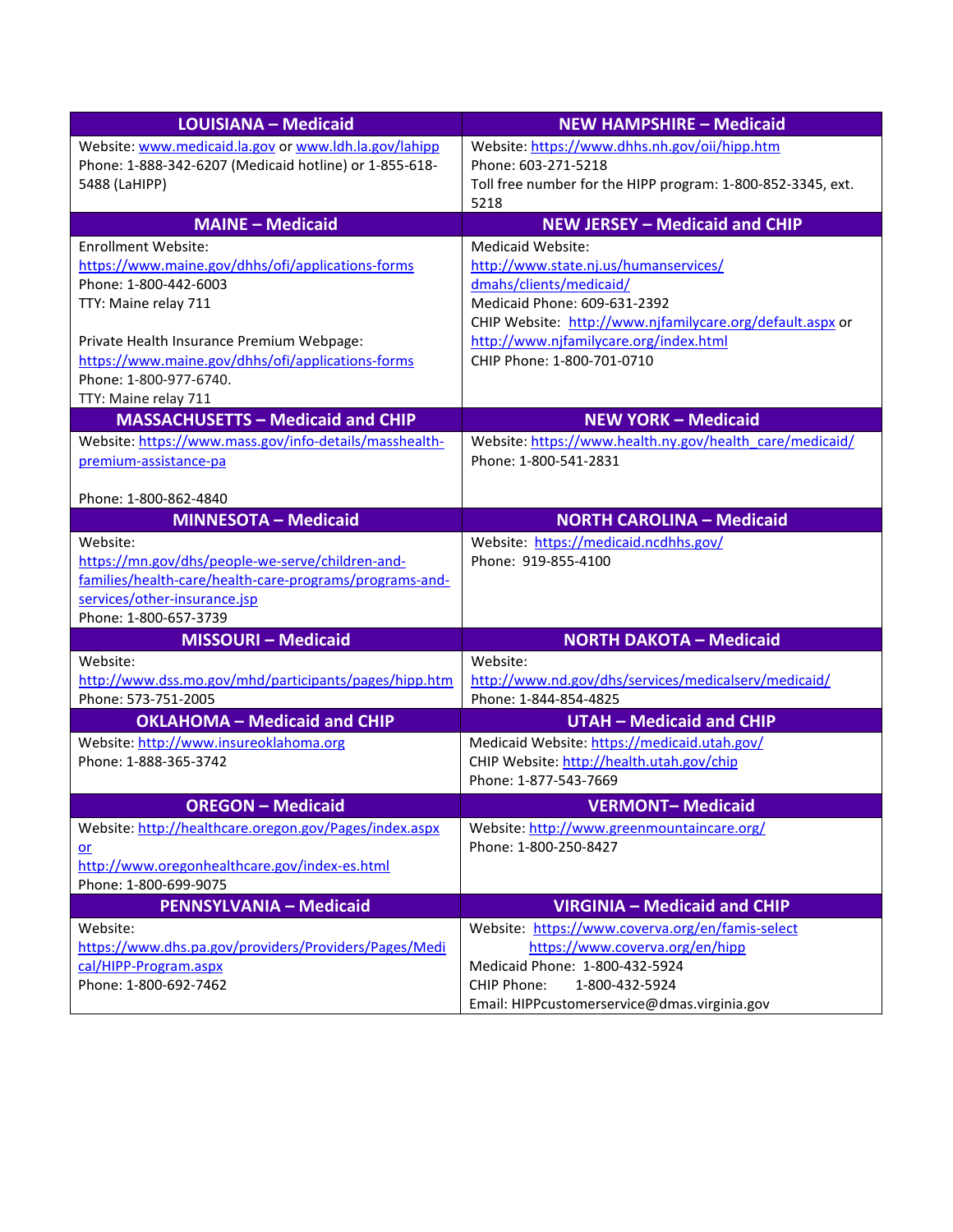| LOUISIANA – Medicaid | NEW HAMPSHIRE – Medicaid |
|---|---|
| Website: www.medicaid.la.gov or www.ldh.la.gov/lahipp<br>Phone: 1-888-342-6207 (Medicaid hotline) or 1-855-618-5488 (LaHIPP) | Website: https://www.dhhs.nh.gov/oii/hipp.htm<br>Phone: 603-271-5218<br>Toll free number for the HIPP program: 1-800-852-3345, ext. 5218 |
| **MAINE – Medicaid** | **NEW JERSEY – Medicaid and CHIP** |
| Enrollment Website: https://www.maine.gov/dhhs/ofi/applications-forms<br>Phone: 1-800-442-6003<br>TTY: Maine relay 711<br><br>Private Health Insurance Premium Webpage: https://www.maine.gov/dhhs/ofi/applications-forms<br>Phone: 1-800-977-6740.<br>TTY: Maine relay 711 | Medicaid Website: http://www.state.nj.us/humanservices/dmahs/clients/medicaid/<br>Medicaid Phone: 609-631-2392<br>CHIP Website: http://www.njfamilycare.org/default.aspx or http://www.njfamilycare.org/index.html<br>CHIP Phone: 1-800-701-0710 |
| **MASSACHUSETTS – Medicaid and CHIP** | **NEW YORK – Medicaid** |
| Website: https://www.mass.gov/info-details/masshealth-premium-assistance-pa<br><br>Phone: 1-800-862-4840 | Website: https://www.health.ny.gov/health_care/medicaid/<br>Phone: 1-800-541-2831 |
| **MINNESOTA – Medicaid** | **NORTH CAROLINA – Medicaid** |
| Website: https://mn.gov/dhs/people-we-serve/children-and-families/health-care/health-care-programs/programs-and-services/other-insurance.jsp<br>Phone: 1-800-657-3739 | Website: https://medicaid.ncdhhs.gov/<br>Phone: 919-855-4100 |
| **MISSOURI – Medicaid** | **NORTH DAKOTA – Medicaid** |
| Website: http://www.dss.mo.gov/mhd/participants/pages/hipp.htm<br>Phone: 573-751-2005 | Website: http://www.nd.gov/dhs/services/medicalserv/medicaid/<br>Phone: 1-844-854-4825 |
| **OKLAHOMA – Medicaid and CHIP** | **UTAH – Medicaid and CHIP** |
| Website: http://www.insureoklahoma.org<br>Phone: 1-888-365-3742 | Medicaid Website: https://medicaid.utah.gov/<br>CHIP Website: http://health.utah.gov/chip<br>Phone: 1-877-543-7669 |
| **OREGON – Medicaid** | **VERMONT– Medicaid** |
| Website: http://healthcare.oregon.gov/Pages/index.aspx or http://www.oregonhealthcare.gov/index-es.html<br>Phone: 1-800-699-9075 | Website: http://www.greenmountaincare.org/<br>Phone: 1-800-250-8427 |
| **PENNSYLVANIA – Medicaid** | **VIRGINIA – Medicaid and CHIP** |
| Website: https://www.dhs.pa.gov/providers/Providers/Pages/Medical/HIPP-Program.aspx<br>Phone: 1-800-692-7462 | Website: https://www.coverva.org/en/famis-select<br>https://www.coverva.org/en/hipp<br>Medicaid Phone: 1-800-432-5924<br>CHIP Phone: 1-800-432-5924<br>Email: HIPPcustomerservice@dmas.virginia.gov |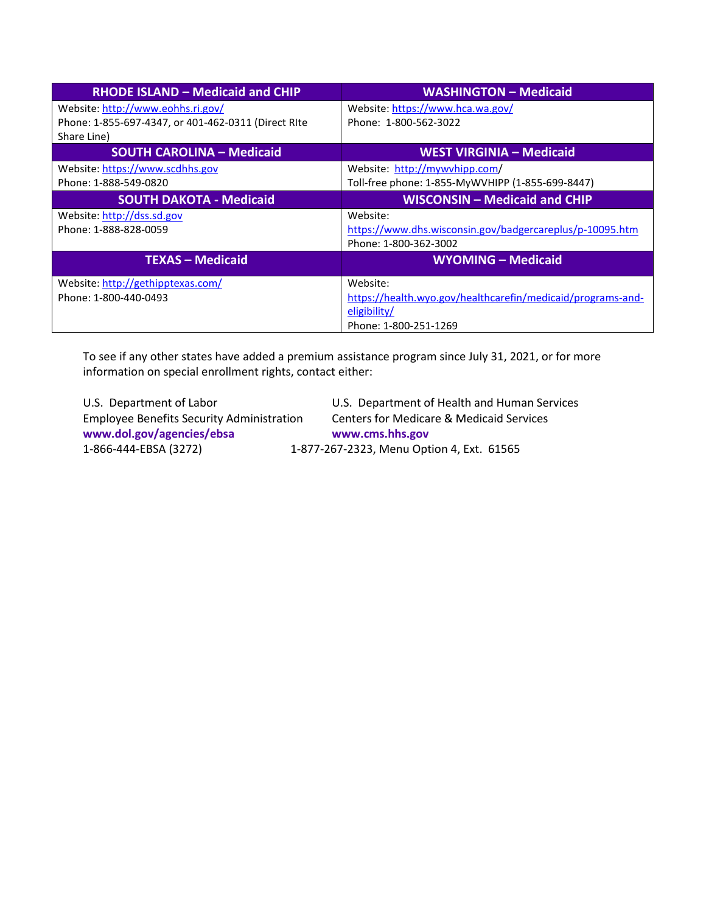| RHODE ISLAND – Medicaid and CHIP | WASHINGTON – Medicaid |
|---|---|
| Website: http://www.eohhs.ri.gov/<br>Phone: 1-855-697-4347, or 401-462-0311 (Direct RIte Share Line) | Website: https://www.hca.wa.gov/<br>Phone: 1-800-562-3022 |
| **SOUTH CAROLINA – Medicaid** | **WEST VIRGINIA – Medicaid** |
| Website: https://www.scdhhs.gov<br>Phone: 1-888-549-0820 | Website: http://mywvhipp.com/<br>Toll-free phone: 1-855-MyWVHIPP (1-855-699-8447) |
| **SOUTH DAKOTA - Medicaid** | **WISCONSIN – Medicaid and CHIP** |
| Website: http://dss.sd.gov<br>Phone: 1-888-828-0059 | Website: https://www.dhs.wisconsin.gov/badgercareplus/p-10095.htm<br>Phone: 1-800-362-3002 |
| **TEXAS – Medicaid** | **WYOMING – Medicaid** |
| Website: http://gethipptexas.com/<br>Phone: 1-800-440-0493 | Website: https://health.wyo.gov/healthcarefin/medicaid/programs-and-eligibility/<br>Phone: 1-800-251-1269 |

To see if any other states have added a premium assistance program since July 31, 2021, or for more information on special enrollment rights, contact either:

U.S. Department of Labor
Employee Benefits Security Administration
**www.dol.gov/agencies/ebsa**
1-866-444-EBSA (3272)

U.S. Department of Health and Human Services
Centers for Medicare & Medicaid Services
**www.cms.hhs.gov**
1-877-267-2323, Menu Option 4, Ext. 61565